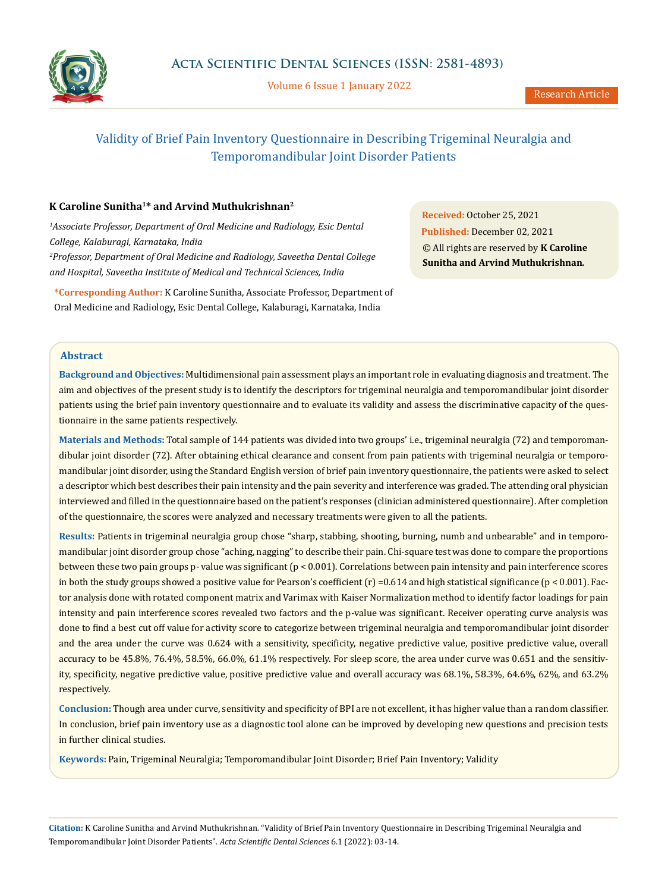Research Article

# Validity of Brief Pain Inventory Questionnaire in Describing Trigeminal Neuralgia and Temporomandibular Joint Disorder Patients

**K Caroline Sunitha[1]* and Arvind Muthukrishnan[2]**

[1]*Associate Professor, Department of Oral Medicine and Radiology, Esic Dental College, Kalaburagi, Karnataka, India*

[2]*Professor, Department of Oral Medicine and Radiology, Saveetha Dental College and Hospital, Saveetha Institute of Medical and Technical Sciences, India*

**\*Corresponding Author:** K Caroline Sunitha, Associate Professor, Department of Oral Medicine and Radiology, Esic Dental College, Kalaburagi, Karnataka, India

**Received:** October 25, 2021
**Published:** December 02, 2021
© All rights are reserved by **K Caroline Sunitha and Arvind Muthukrishnan.**

## Abstract

**Background and Objectives:** Multidimensional pain assessment plays an important role in evaluating diagnosis and treatment. The aim and objectives of the present study is to identify the descriptors for trigeminal neuralgia and temporomandibular joint disorder patients using the brief pain inventory questionnaire and to evaluate its validity and assess the discriminative capacity of the questionnaire in the same patients respectively.

**Materials and Methods:** Total sample of 144 patients was divided into two groups' i.e., trigeminal neuralgia (72) and temporomandibular joint disorder (72). After obtaining ethical clearance and consent from pain patients with trigeminal neuralgia or temporomandibular joint disorder, using the Standard English version of brief pain inventory questionnaire, the patients were asked to select a descriptor which best describes their pain intensity and the pain severity and interference was graded. The attending oral physician interviewed and filled in the questionnaire based on the patient's responses (clinician administered questionnaire). After completion of the questionnaire, the scores were analyzed and necessary treatments were given to all the patients.

**Results:** Patients in trigeminal neuralgia group chose "sharp, stabbing, shooting, burning, numb and unbearable" and in temporomandibular joint disorder group chose "aching, nagging" to describe their pain. Chi-square test was done to compare the proportions between these two pain groups p- value was significant ($p < 0.001$). Correlations between pain intensity and pain interference scores in both the study groups showed a positive value for Pearson's coefficient (r) =0.614 and high statistical significance ($p < 0.001$). Factor analysis done with rotated component matrix and Varimax with Kaiser Normalization method to identify factor loadings for pain intensity and pain interference scores revealed two factors and the p-value was significant. Receiver operating curve analysis was done to find a best cut off value for activity score to categorize between trigeminal neuralgia and temporomandibular joint disorder and the area under the curve was 0.624 with a sensitivity, specificity, negative predictive value, positive predictive value, overall accuracy to be 45.8%, 76.4%, 58.5%, 66.0%, 61.1% respectively. For sleep score, the area under curve was 0.651 and the sensitivity, specificity, negative predictive value, positive predictive value and overall accuracy was 68.1%, 58.3%, 64.6%, 62%, and 63.2% respectively.

**Conclusion:** Though area under curve, sensitivity and specificity of BPI are not excellent, it has higher value than a random classifier. In conclusion, brief pain inventory use as a diagnostic tool alone can be improved by developing new questions and precision tests in further clinical studies.

**Keywords:** Pain, Trigeminal Neuralgia; Temporomandibular Joint Disorder; Brief Pain Inventory; Validity

**Citation:** K Caroline Sunitha and Arvind Muthukrishnan. "Validity of Brief Pain Inventory Questionnaire in Describing Trigeminal Neuralgia and Temporomandibular Joint Disorder Patients". *Acta Scientific Dental Sciences* 6.1 (2022): 03-14.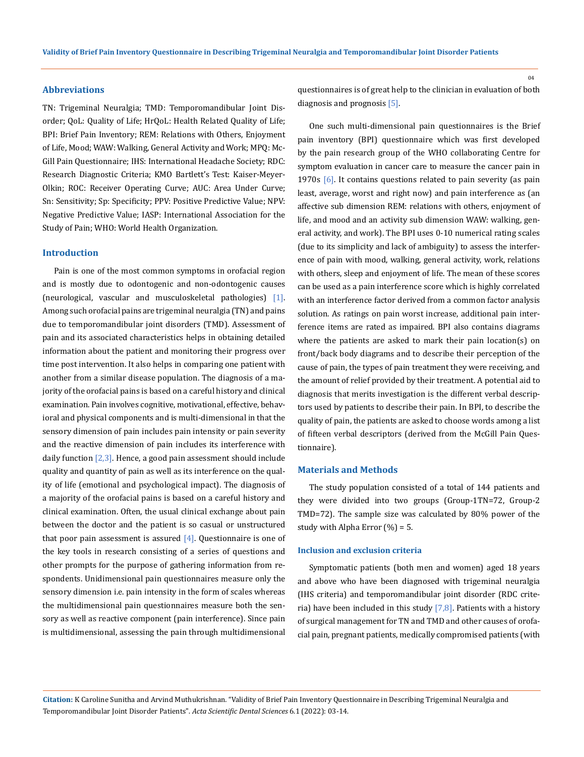## Abbreviations

TN: Trigeminal Neuralgia; TMD: Temporomandibular Joint Disorder; QoL: Quality of Life; HrQoL: Health Related Quality of Life; BPI: Brief Pain Inventory; REM: Relations with Others, Enjoyment of Life, Mood; WAW: Walking, General Activity and Work; MPQ: McGill Pain Questionnaire; IHS: International Headache Society; RDC: Research Diagnostic Criteria; KMO Bartlett's Test: Kaiser-Meyer-Olkin; ROC: Receiver Operating Curve; AUC: Area Under Curve; Sn: Sensitivity; Sp: Specificity; PPV: Positive Predictive Value; NPV: Negative Predictive Value; IASP: International Association for the Study of Pain; WHO: World Health Organization.

## Introduction

Pain is one of the most common symptoms in orofacial region and is mostly due to odontogenic and non-odontogenic causes (neurological, vascular and musculoskeletal pathologies) [1]. Among such orofacial pains are trigeminal neuralgia (TN) and pains due to temporomandibular joint disorders (TMD). Assessment of pain and its associated characteristics helps in obtaining detailed information about the patient and monitoring their progress over time post intervention. It also helps in comparing one patient with another from a similar disease population. The diagnosis of a majority of the orofacial pains is based on a careful history and clinical examination. Pain involves cognitive, motivational, effective, behavioral and physical components and is multi-dimensional in that the sensory dimension of pain includes pain intensity or pain severity and the reactive dimension of pain includes its interference with daily function [2,3]. Hence, a good pain assessment should include quality and quantity of pain as well as its interference on the quality of life (emotional and psychological impact). The diagnosis of a majority of the orofacial pains is based on a careful history and clinical examination. Often, the usual clinical exchange about pain between the doctor and the patient is so casual or unstructured that poor pain assessment is assured [4]. Questionnaire is one of the key tools in research consisting of a series of questions and other prompts for the purpose of gathering information from respondents. Unidimensional pain questionnaires measure only the sensory dimension i.e. pain intensity in the form of scales whereas the multidimensional pain questionnaires measure both the sensory as well as reactive component (pain interference). Since pain is multidimensional, assessing the pain through multidimensional questionnaires is of great help to the clinician in evaluation of both diagnosis and prognosis [5].

One such multi-dimensional pain questionnaires is the Brief pain inventory (BPI) questionnaire which was first developed by the pain research group of the WHO collaborating Centre for symptom evaluation in cancer care to measure the cancer pain in 1970s [6]. It contains questions related to pain severity (as pain least, average, worst and right now) and pain interference as (an affective sub dimension REM: relations with others, enjoyment of life, and mood and an activity sub dimension WAW: walking, general activity, and work). The BPI uses 0-10 numerical rating scales (due to its simplicity and lack of ambiguity) to assess the interference of pain with mood, walking, general activity, work, relations with others, sleep and enjoyment of life. The mean of these scores can be used as a pain interference score which is highly correlated with an interference factor derived from a common factor analysis solution. As ratings on pain worst increase, additional pain interference items are rated as impaired. BPI also contains diagrams where the patients are asked to mark their pain location(s) on front/back body diagrams and to describe their perception of the cause of pain, the types of pain treatment they were receiving, and the amount of relief provided by their treatment. A potential aid to diagnosis that merits investigation is the different verbal descriptors used by patients to describe their pain. In BPI, to describe the quality of pain, the patients are asked to choose words among a list of fifteen verbal descriptors (derived from the McGill Pain Questionnaire).

## Materials and Methods

The study population consisted of a total of 144 patients and they were divided into two groups (Group-1TN=72, Group-2 TMD=72). The sample size was calculated by 80% power of the study with Alpha Error (%) = 5.

### Inclusion and exclusion criteria

Symptomatic patients (both men and women) aged 18 years and above who have been diagnosed with trigeminal neuralgia (IHS criteria) and temporomandibular joint disorder (RDC criteria) have been included in this study [7,8]. Patients with a history of surgical management for TN and TMD and other causes of orofacial pain, pregnant patients, medically compromised patients (with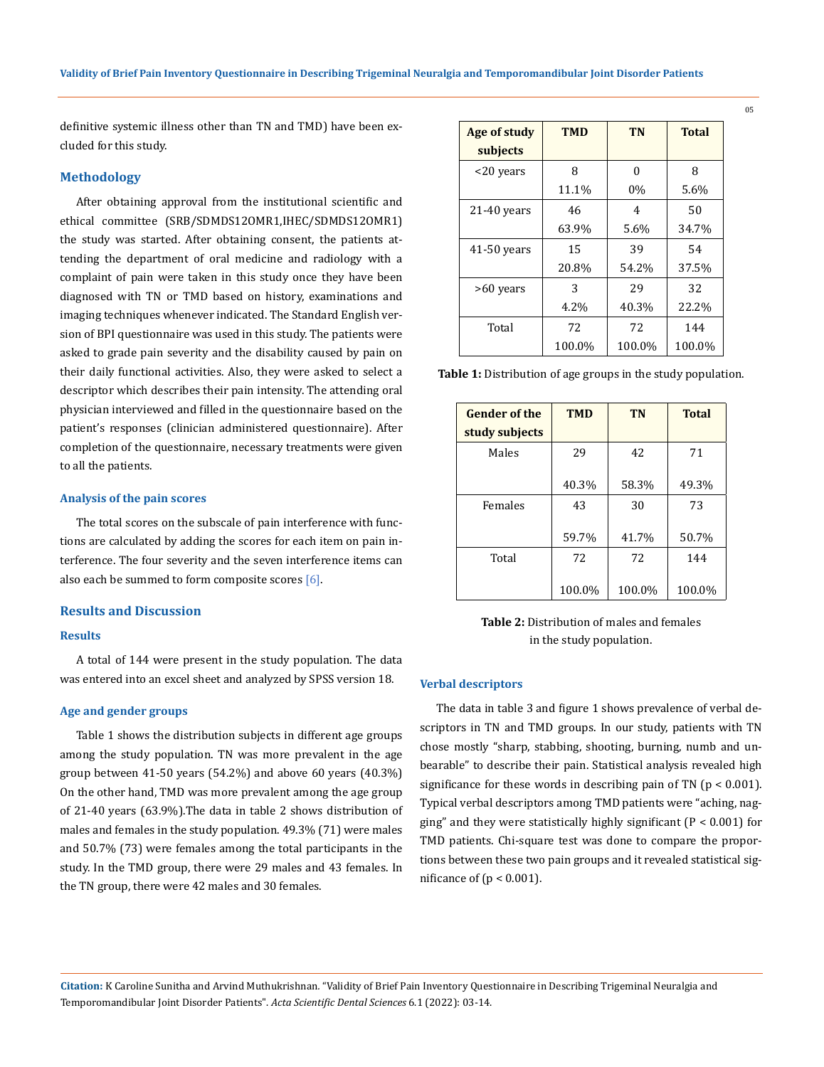definitive systemic illness other than TN and TMD) have been excluded for this study.

## Methodology

After obtaining approval from the institutional scientific and ethical committee (SRB/SDMDS12OMR1,IHEC/SDMDS12OMR1) the study was started. After obtaining consent, the patients attending the department of oral medicine and radiology with a complaint of pain were taken in this study once they have been diagnosed with TN or TMD based on history, examinations and imaging techniques whenever indicated. The Standard English version of BPI questionnaire was used in this study. The patients were asked to grade pain severity and the disability caused by pain on their daily functional activities. Also, they were asked to select a descriptor which describes their pain intensity. The attending oral physician interviewed and filled in the questionnaire based on the patient's responses (clinician administered questionnaire). After completion of the questionnaire, necessary treatments were given to all the patients.

### Analysis of the pain scores

The total scores on the subscale of pain interference with functions are calculated by adding the scores for each item on pain interference. The four severity and the seven interference items can also each be summed to form composite scores [6].

## Results and Discussion

### Results

A total of 144 were present in the study population. The data was entered into an excel sheet and analyzed by SPSS version 18.

### Age and gender groups

Table 1 shows the distribution subjects in different age groups among the study population. TN was more prevalent in the age group between 41-50 years (54.2%) and above 60 years (40.3%) On the other hand, TMD was more prevalent among the age group of 21-40 years (63.9%).The data in table 2 shows distribution of males and females in the study population. 49.3% (71) were males and 50.7% (73) were females among the total participants in the study. In the TMD group, there were 29 males and 43 females. In the TN group, there were 42 males and 30 females.

| Age of study subjects | TMD | TN | Total |
|---|---|---|---|
| <20 years | 8<br>11.1% | 0<br>0% | 8<br>5.6% |
| 21-40 years | 46<br>63.9% | 4<br>5.6% | 50<br>34.7% |
| 41-50 years | 15<br>20.8% | 39<br>54.2% | 54<br>37.5% |
| >60 years | 3<br>4.2% | 29<br>40.3% | 32<br>22.2% |
| Total | 72<br>100.0% | 72<br>100.0% | 144<br>100.0% |

**Table 1:** Distribution of age groups in the study population.

| Gender of the study subjects | TMD | TN | Total |
|---|---|---|---|
| Males | 29<br>40.3% | 42<br>58.3% | 71<br>49.3% |
| Females | 43<br>59.7% | 30<br>41.7% | 73<br>50.7% |
| Total | 72<br>100.0% | 72<br>100.0% | 144<br>100.0% |

**Table 2:** Distribution of males and females in the study population.

### Verbal descriptors

The data in table 3 and figure 1 shows prevalence of verbal descriptors in TN and TMD groups. In our study, patients with TN chose mostly "sharp, stabbing, shooting, burning, numb and unbearable" to describe their pain. Statistical analysis revealed high significance for these words in describing pain of TN ($p < 0.001$). Typical verbal descriptors among TMD patients were "aching, nagging" and they were statistically highly significant ($P < 0.001$) for TMD patients. Chi-square test was done to compare the proportions between these two pain groups and it revealed statistical significance of ($p < 0.001$).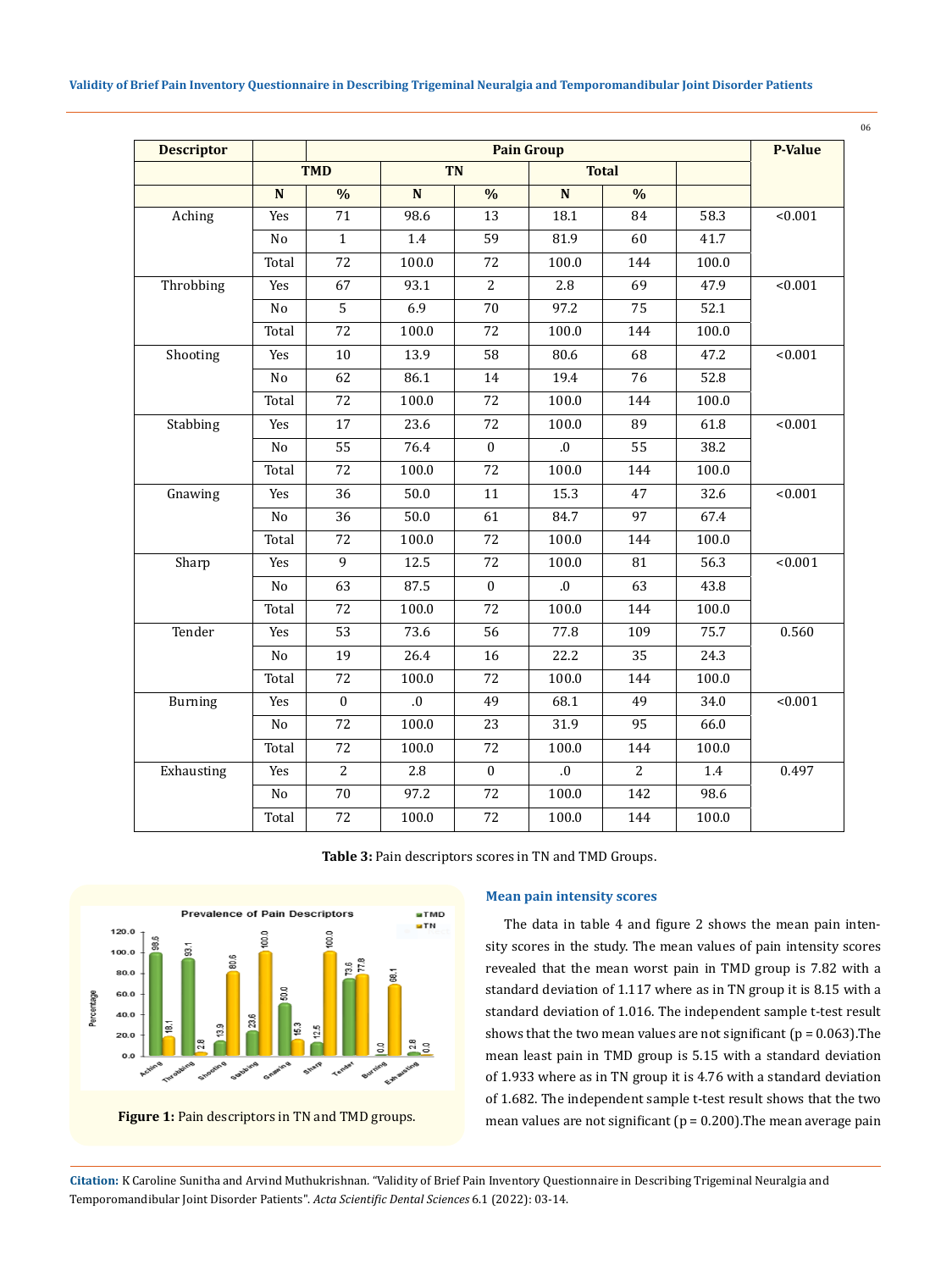| Descriptor | | Pain Group | | | | | | P-Value |
|---|---|---|---|---|---|---|---|---|
| | TMD | | TN | | Total | | | |
| | N | % | N | % | N | % | | |
| Aching | Yes | 71 | 98.6 | 13 | 18.1 | 84 | 58.3 | <0.001 |
| | No | 1 | 1.4 | 59 | 81.9 | 60 | 41.7 | |
| | Total | 72 | 100.0 | 72 | 100.0 | 144 | 100.0 | |
| Throbbing | Yes | 67 | 93.1 | 2 | 2.8 | 69 | 47.9 | <0.001 |
| | No | 5 | 6.9 | 70 | 97.2 | 75 | 52.1 | |
| | Total | 72 | 100.0 | 72 | 100.0 | 144 | 100.0 | |
| Shooting | Yes | 10 | 13.9 | 58 | 80.6 | 68 | 47.2 | <0.001 |
| | No | 62 | 86.1 | 14 | 19.4 | 76 | 52.8 | |
| | Total | 72 | 100.0 | 72 | 100.0 | 144 | 100.0 | |
| Stabbing | Yes | 17 | 23.6 | 72 | 100.0 | 89 | 61.8 | <0.001 |
| | No | 55 | 76.4 | 0 | .0 | 55 | 38.2 | |
| | Total | 72 | 100.0 | 72 | 100.0 | 144 | 100.0 | |
| Gnawing | Yes | 36 | 50.0 | 11 | 15.3 | 47 | 32.6 | <0.001 |
| | No | 36 | 50.0 | 61 | 84.7 | 97 | 67.4 | |
| | Total | 72 | 100.0 | 72 | 100.0 | 144 | 100.0 | |
| Sharp | Yes | 9 | 12.5 | 72 | 100.0 | 81 | 56.3 | <0.001 |
| | No | 63 | 87.5 | 0 | .0 | 63 | 43.8 | |
| | Total | 72 | 100.0 | 72 | 100.0 | 144 | 100.0 | |
| Tender | Yes | 53 | 73.6 | 56 | 77.8 | 109 | 75.7 | 0.560 |
| | No | 19 | 26.4 | 16 | 22.2 | 35 | 24.3 | |
| | Total | 72 | 100.0 | 72 | 100.0 | 144 | 100.0 | |
| Burning | Yes | 0 | .0 | 49 | 68.1 | 49 | 34.0 | <0.001 |
| | No | 72 | 100.0 | 23 | 31.9 | 95 | 66.0 | |
| | Total | 72 | 100.0 | 72 | 100.0 | 144 | 100.0 | |
| Exhausting | Yes | 2 | 2.8 | 0 | .0 | 2 | 1.4 | 0.497 |
| | No | 70 | 97.2 | 72 | 100.0 | 142 | 98.6 | |
| | Total | 72 | 100.0 | 72 | 100.0 | 144 | 100.0 | |

**Table 3:** Pain descriptors scores in TN and TMD Groups.

**Figure 1:** Pain descriptors in TN and TMD groups.

### Mean pain intensity scores

The data in table 4 and figure 2 shows the mean pain intensity scores in the study. The mean values of pain intensity scores revealed that the mean worst pain in TMD group is 7.82 with a standard deviation of 1.117 where as in TN group it is 8.15 with a standard deviation of 1.016. The independent sample t-test result shows that the two mean values are not significant ($p = 0.063$).The mean least pain in TMD group is 5.15 with a standard deviation of 1.933 where as in TN group it is 4.76 with a standard deviation of 1.682. The independent sample t-test result shows that the two mean values are not significant ($p = 0.200$).The mean average pain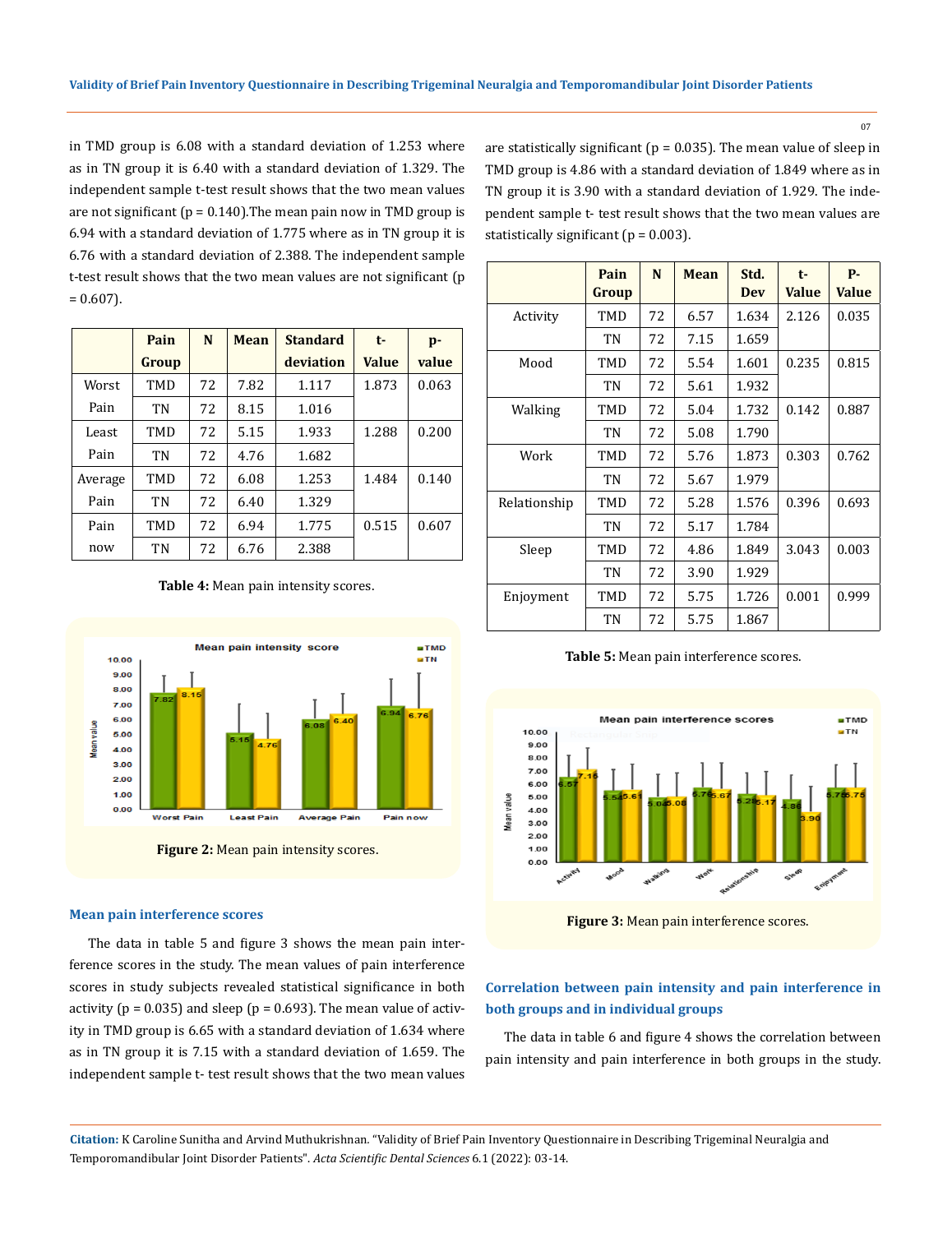in TMD group is 6.08 with a standard deviation of 1.253 where as in TN group it is 6.40 with a standard deviation of 1.329. The independent sample t-test result shows that the two mean values are not significant (p = 0.140).The mean pain now in TMD group is 6.94 with a standard deviation of 1.775 where as in TN group it is 6.76 with a standard deviation of 2.388. The independent sample t-test result shows that the two mean values are not significant (p = 0.607).

| | Pain Group | N | Mean | Standard deviation | t-Value | p-value |
|---|---|---|---|---|---|---|
| Worst Pain | TMD | 72 | 7.82 | 1.117 | 1.873 | 0.063 |
| | TN | 72 | 8.15 | 1.016 | | |
| Least Pain | TMD | 72 | 5.15 | 1.933 | 1.288 | 0.200 |
| | TN | 72 | 4.76 | 1.682 | | |
| Average Pain | TMD | 72 | 6.08 | 1.253 | 1.484 | 0.140 |
| | TN | 72 | 6.40 | 1.329 | | |
| Pain now | TMD | 72 | 6.94 | 1.775 | 0.515 | 0.607 |
| | TN | 72 | 6.76 | 2.388 | | |

**Table 4:** Mean pain intensity scores.

**Figure 2:** Mean pain intensity scores.

### Mean pain interference scores

The data in table 5 and figure 3 shows the mean pain interference scores in the study. The mean values of pain interference scores in study subjects revealed statistical significance in both activity (p = 0.035) and sleep (p = 0.693). The mean value of activity in TMD group is 6.65 with a standard deviation of 1.634 where as in TN group it is 7.15 with a standard deviation of 1.659. The independent sample t- test result shows that the two mean values are statistically significant (p = 0.035). The mean value of sleep in TMD group is 4.86 with a standard deviation of 1.849 where as in TN group it is 3.90 with a standard deviation of 1.929. The independent sample t- test result shows that the two mean values are statistically significant (p = 0.003).

| | Pain Group | N | Mean | Std. Dev | t-Value | P-Value |
|---|---|---|---|---|---|---|
| Activity | TMD | 72 | 6.57 | 1.634 | 2.126 | 0.035 |
| | TN | 72 | 7.15 | 1.659 | | |
| Mood | TMD | 72 | 5.54 | 1.601 | 0.235 | 0.815 |
| | TN | 72 | 5.61 | 1.932 | | |
| Walking | TMD | 72 | 5.04 | 1.732 | 0.142 | 0.887 |
| | TN | 72 | 5.08 | 1.790 | | |
| Work | TMD | 72 | 5.76 | 1.873 | 0.303 | 0.762 |
| | TN | 72 | 5.67 | 1.979 | | |
| Relationship | TMD | 72 | 5.28 | 1.576 | 0.396 | 0.693 |
| | TN | 72 | 5.17 | 1.784 | | |
| Sleep | TMD | 72 | 4.86 | 1.849 | 3.043 | 0.003 |
| | TN | 72 | 3.90 | 1.929 | | |
| Enjoyment | TMD | 72 | 5.75 | 1.726 | 0.001 | 0.999 |
| | TN | 72 | 5.75 | 1.867 | | |

**Table 5:** Mean pain interference scores.

**Figure 3:** Mean pain interference scores.

### Correlation between pain intensity and pain interference in both groups and in individual groups

The data in table 6 and figure 4 shows the correlation between pain intensity and pain interference in both groups in the study.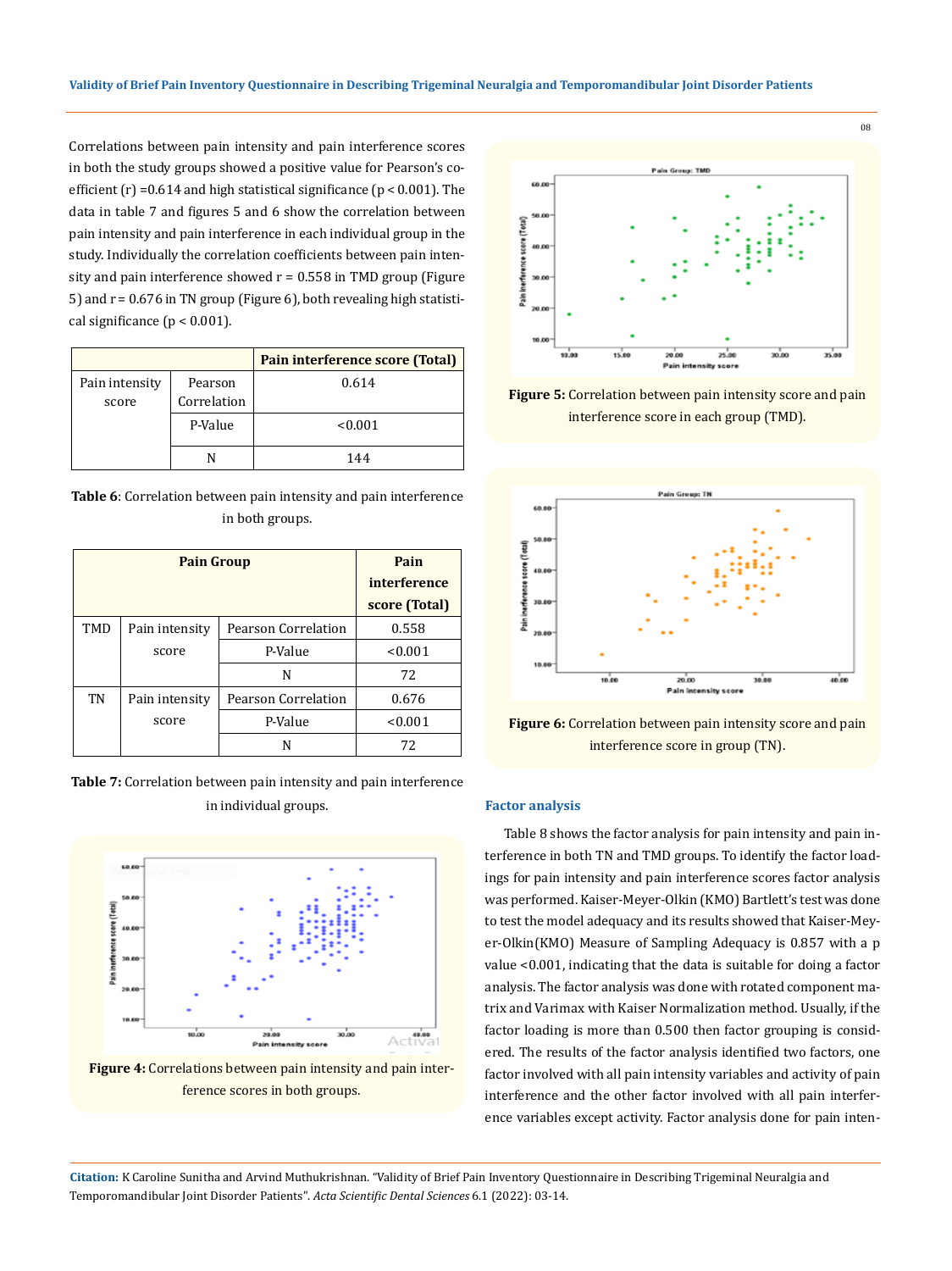Correlations between pain intensity and pain interference scores in both the study groups showed a positive value for Pearson's co-efficient (r) =0.614 and high statistical significance (p < 0.001). The data in table 7 and figures 5 and 6 show the correlation between pain intensity and pain interference in each individual group in the study. Individually the correlation coefficients between pain intensity and pain interference showed r = 0.558 in TMD group (Figure 5) and r = 0.676 in TN group (Figure 6), both revealing high statistical significance (p < 0.001).

| | | Pain interference score (Total) |
|---|---|---|
| Pain intensity score | Pearson Correlation | 0.614 |
| | P-Value | <0.001 |
| | N | 144 |

**Table 6**: Correlation between pain intensity and pain interference in both groups.

| Pain Group | | | Pain interference score (Total) |
|---|---|---|---|
| TMD | Pain intensity score | Pearson Correlation | 0.558 |
| | | P-Value | <0.001 |
| | | N | 72 |
| TN | Pain intensity score | Pearson Correlation | 0.676 |
| | | P-Value | <0.001 |
| | | N | 72 |

**Table 7:** Correlation between pain intensity and pain interference in individual groups.

**Figure 4:** Correlations between pain intensity and pain interference scores in both groups.

**Figure 5:** Correlation between pain intensity score and pain interference score in each group (TMD).

**Figure 6:** Correlation between pain intensity score and pain interference score in group (TN).

### Factor analysis

Table 8 shows the factor analysis for pain intensity and pain interference in both TN and TMD groups. To identify the factor loadings for pain intensity and pain interference scores factor analysis was performed. Kaiser-Meyer-Olkin (KMO) Bartlett's test was done to test the model adequacy and its results showed that Kaiser-Meyer-Olkin(KMO) Measure of Sampling Adequacy is 0.857 with a p value <0.001, indicating that the data is suitable for doing a factor analysis. The factor analysis was done with rotated component matrix and Varimax with Kaiser Normalization method. Usually, if the factor loading is more than 0.500 then factor grouping is considered. The results of the factor analysis identified two factors, one factor involved with all pain intensity variables and activity of pain interference and the other factor involved with all pain interference variables except activity. Factor analysis done for pain inten-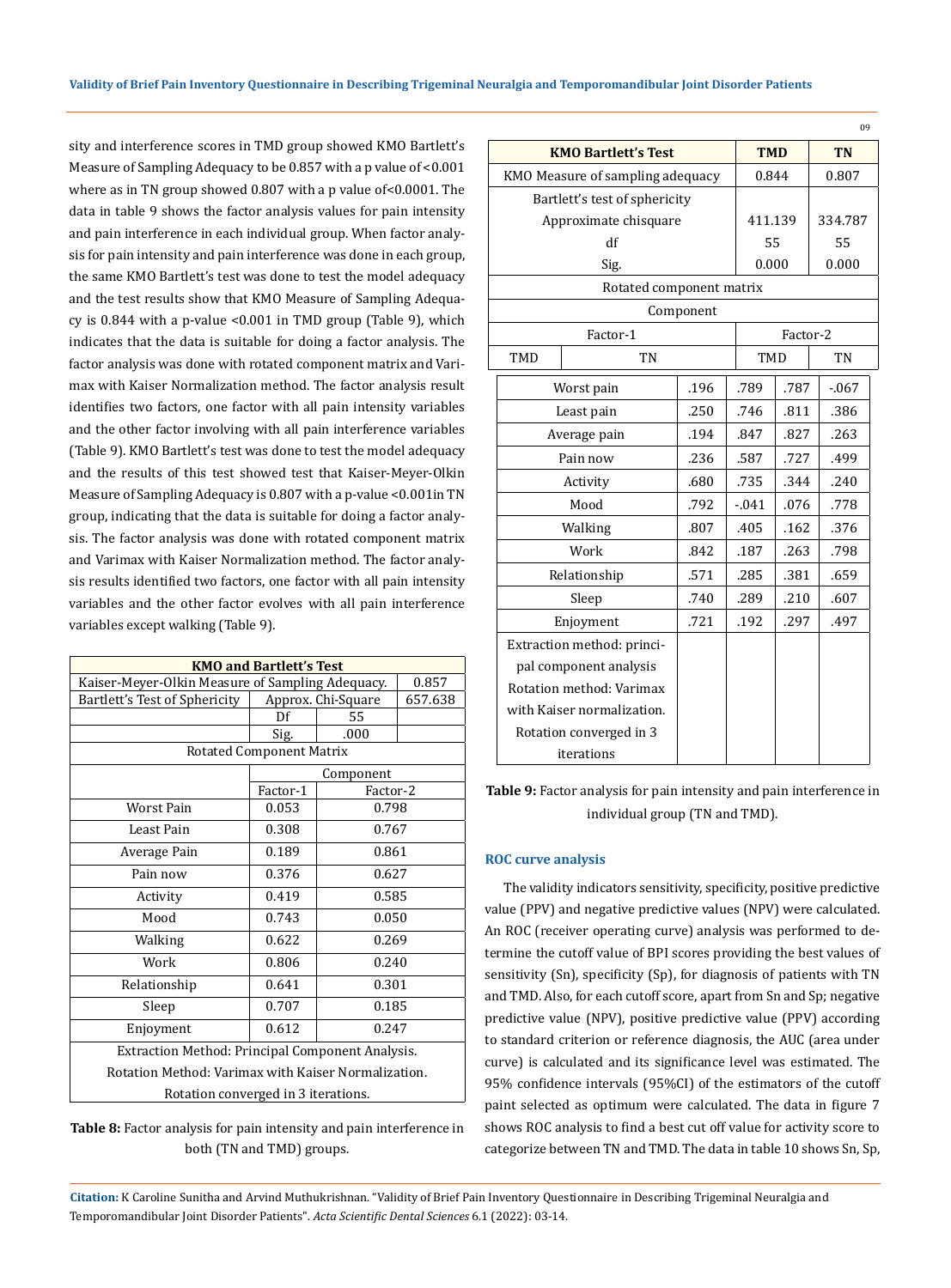sity and interference scores in TMD group showed KMO Bartlett's Measure of Sampling Adequacy to be 0.857 with a p value of <0.001 where as in TN group showed 0.807 with a p value of<0.0001. The data in table 9 shows the factor analysis values for pain intensity and pain interference in each individual group. When factor analysis for pain intensity and pain interference was done in each group, the same KMO Bartlett's test was done to test the model adequacy and the test results show that KMO Measure of Sampling Adequacy is 0.844 with a p-value <0.001 in TMD group (Table 9), which indicates that the data is suitable for doing a factor analysis. The factor analysis was done with rotated component matrix and Varimax with Kaiser Normalization method. The factor analysis result identifies two factors, one factor with all pain intensity variables and the other factor involving with all pain interference variables (Table 9). KMO Bartlett's test was done to test the model adequacy and the results of this test showed test that Kaiser-Meyer-Olkin Measure of Sampling Adequacy is 0.807 with a p-value <0.001in TN group, indicating that the data is suitable for doing a factor analysis. The factor analysis was done with rotated component matrix and Varimax with Kaiser Normalization method. The factor analysis results identified two factors, one factor with all pain intensity variables and the other factor evolves with all pain interference variables except walking (Table 9).

| KMO and Bartlett's Test | | | |
|---|---|---|---|
| Kaiser-Meyer-Olkin Measure of Sampling Adequacy. | | | 0.857 |
| Bartlett's Test of Sphericity | Approx. Chi-Square | | 657.638 |
| | Df | 55 | |
| | Sig. | .000 | |
| Rotated Component Matrix | | | |
| | Component | | |
| | Factor-1 | Factor-2 | |
| Worst Pain | 0.053 | 0.798 | |
| Least Pain | 0.308 | 0.767 | |
| Average Pain | 0.189 | 0.861 | |
| Pain now | 0.376 | 0.627 | |
| Activity | 0.419 | 0.585 | |
| Mood | 0.743 | 0.050 | |
| Walking | 0.622 | 0.269 | |
| Work | 0.806 | 0.240 | |
| Relationship | 0.641 | 0.301 | |
| Sleep | 0.707 | 0.185 | |
| Enjoyment | 0.612 | 0.247 | |
| Extraction Method: Principal Component Analysis. Rotation Method: Varimax with Kaiser Normalization. Rotation converged in 3 iterations. | | | |

**Table 8:** Factor analysis for pain intensity and pain interference in both (TN and TMD) groups.

| KMO Bartlett's Test | | TMD | TN |
|---|---|---|---|
| KMO Measure of sampling adequacy | | 0.844 | 0.807 |
| Bartlett's test of sphericity Approximate chisquare | | 411.139 | 334.787 |
| df | | 55 | 55 |
| Sig. | | 0.000 | 0.000 |
| Rotated component matrix | | | |
| Component | | | |
| Factor-1 | | Factor-2 | |
| TMD | TN | TMD | TN |
| Worst pain: .196 | .789 | .787 | -.067 |
| Least pain: .250 | .746 | .811 | .386 |
| Average pain: .194 | .847 | .827 | .263 |
| Pain now: .236 | .587 | .727 | .499 |
| Activity: .680 | .735 | .344 | .240 |
| Mood: .792 | -.041 | .076 | .778 |
| Walking: .807 | .405 | .162 | .376 |
| Work: .842 | .187 | .263 | .798 |
| Relationship: .571 | .285 | .381 | .659 |
| Sleep: .740 | .289 | .210 | .607 |
| Enjoyment: .721 | .192 | .297 | .497 |
| Extraction method: principal component analysis. Rotation method: Varimax with Kaiser normalization. Rotation converged in 3 iterations | | | |

**Table 9:** Factor analysis for pain intensity and pain interference in individual group (TN and TMD).

### ROC curve analysis

The validity indicators sensitivity, specificity, positive predictive value (PPV) and negative predictive values (NPV) were calculated. An ROC (receiver operating curve) analysis was performed to determine the cutoff value of BPI scores providing the best values of sensitivity (Sn), specificity (Sp), for diagnosis of patients with TN and TMD. Also, for each cutoff score, apart from Sn and Sp; negative predictive value (NPV), positive predictive value (PPV) according to standard criterion or reference diagnosis, the AUC (area under curve) is calculated and its significance level was estimated. The 95% confidence intervals (95%CI) of the estimators of the cutoff paint selected as optimum were calculated. The data in figure 7 shows ROC analysis to find a best cut off value for activity score to categorize between TN and TMD. The data in table 10 shows Sn, Sp,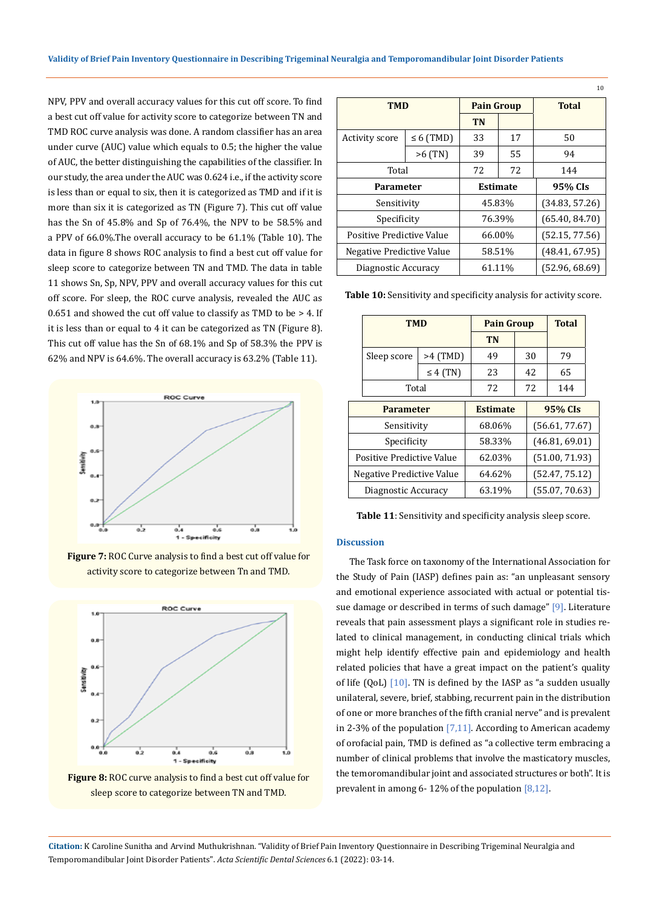NPV, PPV and overall accuracy values for this cut off score. To find a best cut off value for activity score to categorize between TN and TMD ROC curve analysis was done. A random classifier has an area under curve (AUC) value which equals to 0.5; the higher the value of AUC, the better distinguishing the capabilities of the classifier. In our study, the area under the AUC was 0.624 i.e., if the activity score is less than or equal to six, then it is categorized as TMD and if it is more than six it is categorized as TN (Figure 7). This cut off value has the Sn of 45.8% and Sp of 76.4%, the NPV to be 58.5% and a PPV of 66.0%.The overall accuracy to be 61.1% (Table 10). The data in figure 8 shows ROC analysis to find a best cut off value for sleep score to categorize between TN and TMD. The data in table 11 shows Sn, Sp, NPV, PPV and overall accuracy values for this cut off score. For sleep, the ROC curve analysis, revealed the AUC as 0.651 and showed the cut off value to classify as TMD to be > 4. If it is less than or equal to 4 it can be categorized as TN (Figure 8). This cut off value has the Sn of 68.1% and Sp of 58.3% the PPV is 62% and NPV is 64.6%. The overall accuracy is 63.2% (Table 11).

Figure 7: ROC Curve analysis to find a best cut off value for activity score to categorize between Tn and TMD.

Figure 8: ROC curve analysis to find a best cut off value for sleep score to categorize between TN and TMD.

| TMD | | Pain Group | | Total |
|---|---|---|---|---|
| | | TN | | |
| Activity score | ≤ 6 (TMD) | 33 | 17 | 50 |
| | >6 (TN) | 39 | 55 | 94 |
| Total | | 72 | 72 | 144 |
| **Parameter** | | **Estimate** | | **95% CIs** |
| Sensitivity | | 45.83% | | (34.83, 57.26) |
| Specificity | | 76.39% | | (65.40, 84.70) |
| Positive Predictive Value | | 66.00% | | (52.15, 77.56) |
| Negative Predictive Value | | 58.51% | | (48.41, 67.95) |
| Diagnostic Accuracy | | 61.11% | | (52.96, 68.69) |

**Table 10:** Sensitivity and specificity analysis for activity score.

| TMD | | Pain Group | | Total |
|---|---|---|---|---|
| | | TN | | |
| Sleep score | >4 (TMD) | 49 | 30 | 79 |
| | ≤ 4 (TN) | 23 | 42 | 65 |
| Total | | 72 | 72 | 144 |

| Parameter | Estimate | 95% CIs |
|---|---|---|
| Sensitivity | 68.06% | (56.61, 77.67) |
| Specificity | 58.33% | (46.81, 69.01) |
| Positive Predictive Value | 62.03% | (51.00, 71.93) |
| Negative Predictive Value | 64.62% | (52.47, 75.12) |
| Diagnostic Accuracy | 63.19% | (55.07, 70.63) |

**Table 11**: Sensitivity and specificity analysis sleep score.

## Discussion

The Task force on taxonomy of the International Association for the Study of Pain (IASP) defines pain as: "an unpleasant sensory and emotional experience associated with actual or potential tissue damage or described in terms of such damage" [9]. Literature reveals that pain assessment plays a significant role in studies related to clinical management, in conducting clinical trials which might help identify effective pain and epidemiology and health related policies that have a great impact on the patient's quality of life (QoL) [10]. TN is defined by the IASP as "a sudden usually unilateral, severe, brief, stabbing, recurrent pain in the distribution of one or more branches of the fifth cranial nerve" and is prevalent in 2-3% of the population [7,11]. According to American academy of orofacial pain, TMD is defined as "a collective term embracing a number of clinical problems that involve the masticatory muscles, the temoromandibular joint and associated structures or both". It is prevalent in among 6- 12% of the population [8,12].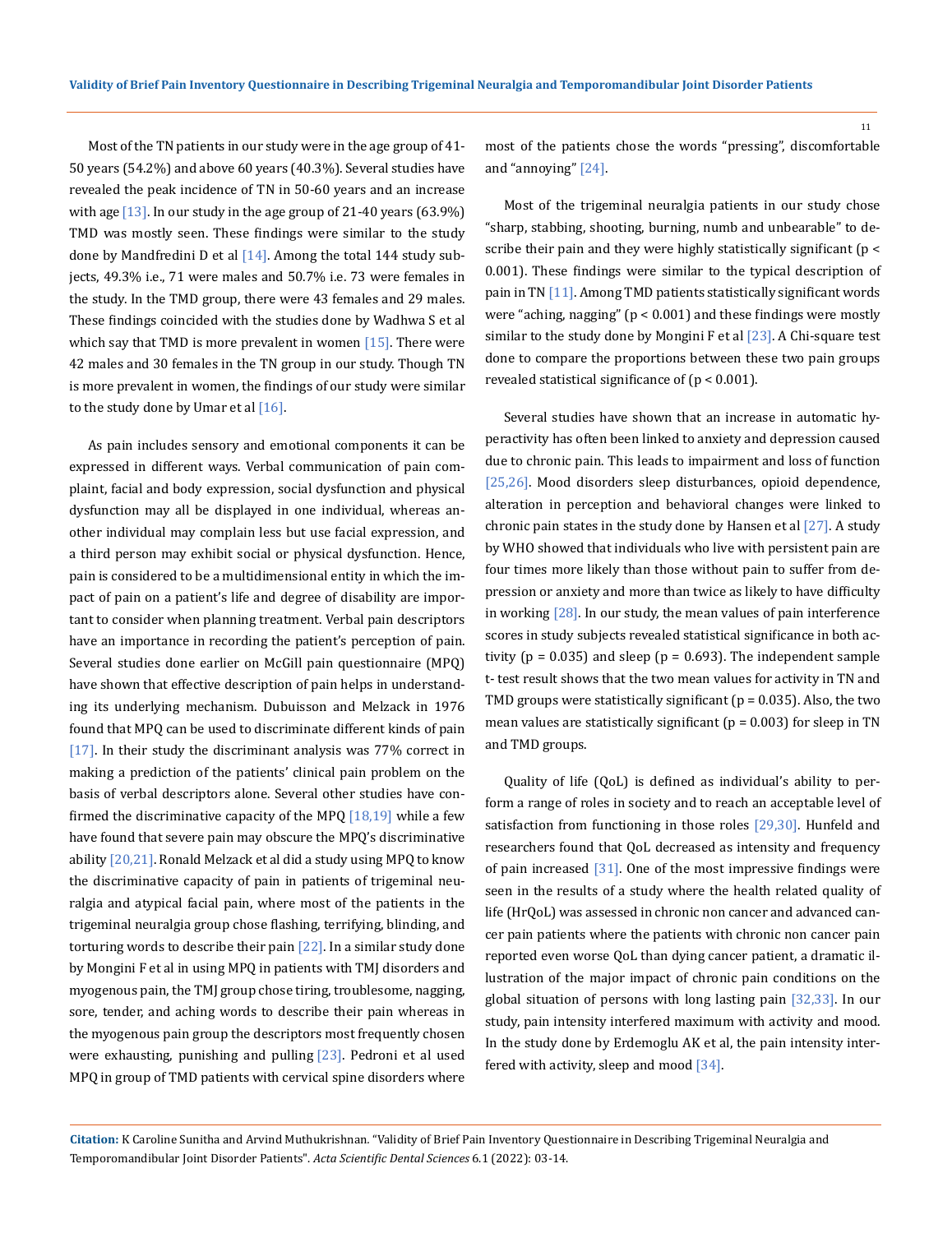Most of the TN patients in our study were in the age group of 41-50 years (54.2%) and above 60 years (40.3%). Several studies have revealed the peak incidence of TN in 50-60 years and an increase with age [13]. In our study in the age group of 21-40 years (63.9%) TMD was mostly seen. These findings were similar to the study done by Mandfredini D et al [14]. Among the total 144 study subjects, 49.3% i.e., 71 were males and 50.7% i.e. 73 were females in the study. In the TMD group, there were 43 females and 29 males. These findings coincided with the studies done by Wadhwa S et al which say that TMD is more prevalent in women [15]. There were 42 males and 30 females in the TN group in our study. Though TN is more prevalent in women, the findings of our study were similar to the study done by Umar et al [16].

As pain includes sensory and emotional components it can be expressed in different ways. Verbal communication of pain complaint, facial and body expression, social dysfunction and physical dysfunction may all be displayed in one individual, whereas another individual may complain less but use facial expression, and a third person may exhibit social or physical dysfunction. Hence, pain is considered to be a multidimensional entity in which the impact of pain on a patient's life and degree of disability are important to consider when planning treatment. Verbal pain descriptors have an importance in recording the patient's perception of pain. Several studies done earlier on McGill pain questionnaire (MPQ) have shown that effective description of pain helps in understanding its underlying mechanism. Dubuisson and Melzack in 1976 found that MPQ can be used to discriminate different kinds of pain [17]. In their study the discriminant analysis was 77% correct in making a prediction of the patients' clinical pain problem on the basis of verbal descriptors alone. Several other studies have confirmed the discriminative capacity of the MPQ [18,19] while a few have found that severe pain may obscure the MPQ's discriminative ability [20,21]. Ronald Melzack et al did a study using MPQ to know the discriminative capacity of pain in patients of trigeminal neuralgia and atypical facial pain, where most of the patients in the trigeminal neuralgia group chose flashing, terrifying, blinding, and torturing words to describe their pain [22]. In a similar study done by Mongini F et al in using MPQ in patients with TMJ disorders and myogenous pain, the TMJ group chose tiring, troublesome, nagging, sore, tender, and aching words to describe their pain whereas in the myogenous pain group the descriptors most frequently chosen were exhausting, punishing and pulling [23]. Pedroni et al used MPQ in group of TMD patients with cervical spine disorders where most of the patients chose the words "pressing", discomfortable and "annoying" [24].

Most of the trigeminal neuralgia patients in our study chose "sharp, stabbing, shooting, burning, numb and unbearable" to describe their pain and they were highly statistically significant ($p < 0.001$). These findings were similar to the typical description of pain in TN [11]. Among TMD patients statistically significant words were "aching, nagging" ($p < 0.001$) and these findings were mostly similar to the study done by Mongini F et al [23]. A Chi-square test done to compare the proportions between these two pain groups revealed statistical significance of ($p < 0.001$).

Several studies have shown that an increase in automatic hyperactivity has often been linked to anxiety and depression caused due to chronic pain. This leads to impairment and loss of function [25,26]. Mood disorders sleep disturbances, opioid dependence, alteration in perception and behavioral changes were linked to chronic pain states in the study done by Hansen et al [27]. A study by WHO showed that individuals who live with persistent pain are four times more likely than those without pain to suffer from depression or anxiety and more than twice as likely to have difficulty in working [28]. In our study, the mean values of pain interference scores in study subjects revealed statistical significance in both activity ($p = 0.035$) and sleep ($p = 0.693$). The independent sample t- test result shows that the two mean values for activity in TN and TMD groups were statistically significant ($p = 0.035$). Also, the two mean values are statistically significant ($p = 0.003$) for sleep in TN and TMD groups.

Quality of life (QoL) is defined as individual's ability to perform a range of roles in society and to reach an acceptable level of satisfaction from functioning in those roles [29,30]. Hunfeld and researchers found that QoL decreased as intensity and frequency of pain increased [31]. One of the most impressive findings were seen in the results of a study where the health related quality of life (HrQoL) was assessed in chronic non cancer and advanced cancer pain patients where the patients with chronic non cancer pain reported even worse QoL than dying cancer patient, a dramatic illustration of the major impact of chronic pain conditions on the global situation of persons with long lasting pain [32,33]. In our study, pain intensity interfered maximum with activity and mood. In the study done by Erdemoglu AK et al, the pain intensity interfered with activity, sleep and mood [34].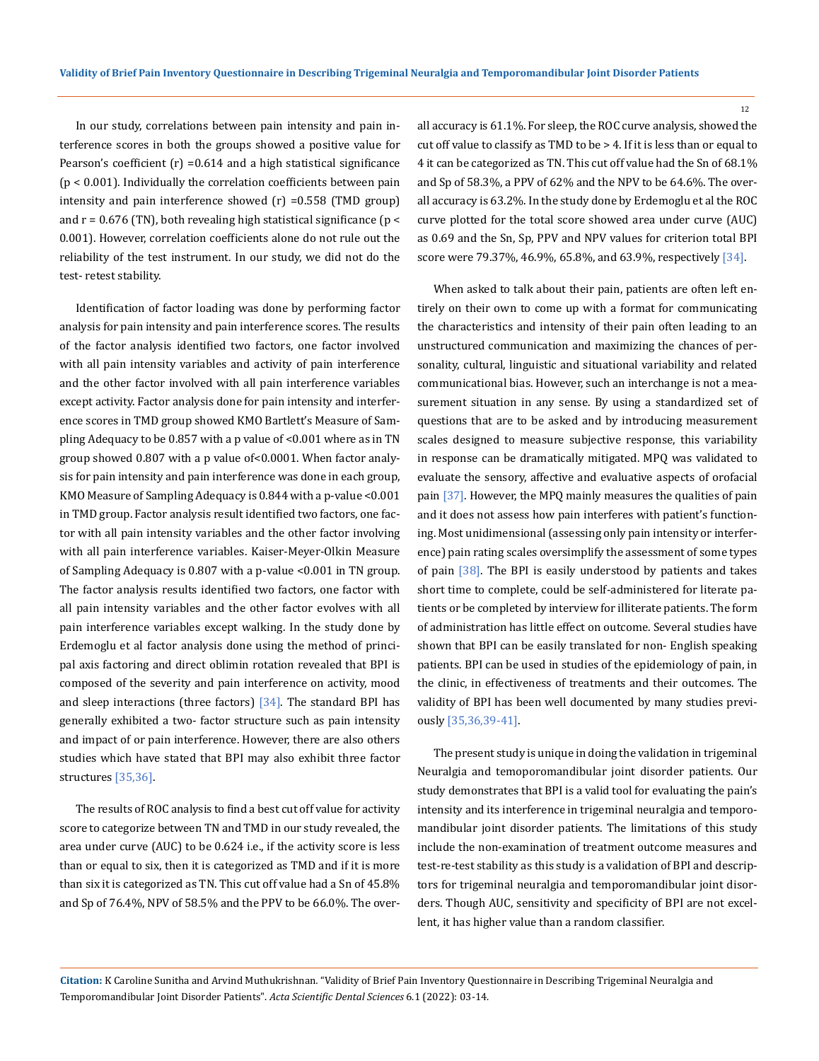In our study, correlations between pain intensity and pain interference scores in both the groups showed a positive value for Pearson's coefficient (r) =0.614 and a high statistical significance ($p < 0.001$). Individually the correlation coefficients between pain intensity and pain interference showed (r) =0.558 (TMD group) and r = 0.676 (TN), both revealing high statistical significance ($p < 0.001$). However, correlation coefficients alone do not rule out the reliability of the test instrument. In our study, we did not do the test- retest stability.

Identification of factor loading was done by performing factor analysis for pain intensity and pain interference scores. The results of the factor analysis identified two factors, one factor involved with all pain intensity variables and activity of pain interference and the other factor involved with all pain interference variables except activity. Factor analysis done for pain intensity and interference scores in TMD group showed KMO Bartlett's Measure of Sampling Adequacy to be 0.857 with a p value of <0.001 where as in TN group showed 0.807 with a p value of<0.0001. When factor analysis for pain intensity and pain interference was done in each group, KMO Measure of Sampling Adequacy is 0.844 with a p-value <0.001 in TMD group. Factor analysis result identified two factors, one factor with all pain intensity variables and the other factor involving with all pain interference variables. Kaiser-Meyer-Olkin Measure of Sampling Adequacy is 0.807 with a p-value <0.001 in TN group. The factor analysis results identified two factors, one factor with all pain intensity variables and the other factor evolves with all pain interference variables except walking. In the study done by Erdemoglu et al factor analysis done using the method of principal axis factoring and direct oblimin rotation revealed that BPI is composed of the severity and pain interference on activity, mood and sleep interactions (three factors) [34]. The standard BPI has generally exhibited a two- factor structure such as pain intensity and impact of or pain interference. However, there are also others studies which have stated that BPI may also exhibit three factor structures [35,36].

The results of ROC analysis to find a best cut off value for activity score to categorize between TN and TMD in our study revealed, the area under curve (AUC) to be 0.624 i.e., if the activity score is less than or equal to six, then it is categorized as TMD and if it is more than six it is categorized as TN. This cut off value had a Sn of 45.8% and Sp of 76.4%, NPV of 58.5% and the PPV to be 66.0%. The overall accuracy is 61.1%. For sleep, the ROC curve analysis, showed the cut off value to classify as TMD to be > 4. If it is less than or equal to 4 it can be categorized as TN. This cut off value had the Sn of 68.1% and Sp of 58.3%, a PPV of 62% and the NPV to be 64.6%. The overall accuracy is 63.2%. In the study done by Erdemoglu et al the ROC curve plotted for the total score showed area under curve (AUC) as 0.69 and the Sn, Sp, PPV and NPV values for criterion total BPI score were 79.37%, 46.9%, 65.8%, and 63.9%, respectively [34].

When asked to talk about their pain, patients are often left entirely on their own to come up with a format for communicating the characteristics and intensity of their pain often leading to an unstructured communication and maximizing the chances of personality, cultural, linguistic and situational variability and related communicational bias. However, such an interchange is not a measurement situation in any sense. By using a standardized set of questions that are to be asked and by introducing measurement scales designed to measure subjective response, this variability in response can be dramatically mitigated. MPQ was validated to evaluate the sensory, affective and evaluative aspects of orofacial pain [37]. However, the MPQ mainly measures the qualities of pain and it does not assess how pain interferes with patient's functioning. Most unidimensional (assessing only pain intensity or interference) pain rating scales oversimplify the assessment of some types of pain [38]. The BPI is easily understood by patients and takes short time to complete, could be self-administered for literate patients or be completed by interview for illiterate patients. The form of administration has little effect on outcome. Several studies have shown that BPI can be easily translated for non- English speaking patients. BPI can be used in studies of the epidemiology of pain, in the clinic, in effectiveness of treatments and their outcomes. The validity of BPI has been well documented by many studies previously [35,36,39-41].

The present study is unique in doing the validation in trigeminal Neuralgia and temoporomandibular joint disorder patients. Our study demonstrates that BPI is a valid tool for evaluating the pain's intensity and its interference in trigeminal neuralgia and temporomandibular joint disorder patients. The limitations of this study include the non-examination of treatment outcome measures and test-re-test stability as this study is a validation of BPI and descriptors for trigeminal neuralgia and temporomandibular joint disorders. Though AUC, sensitivity and specificity of BPI are not excellent, it has higher value than a random classifier.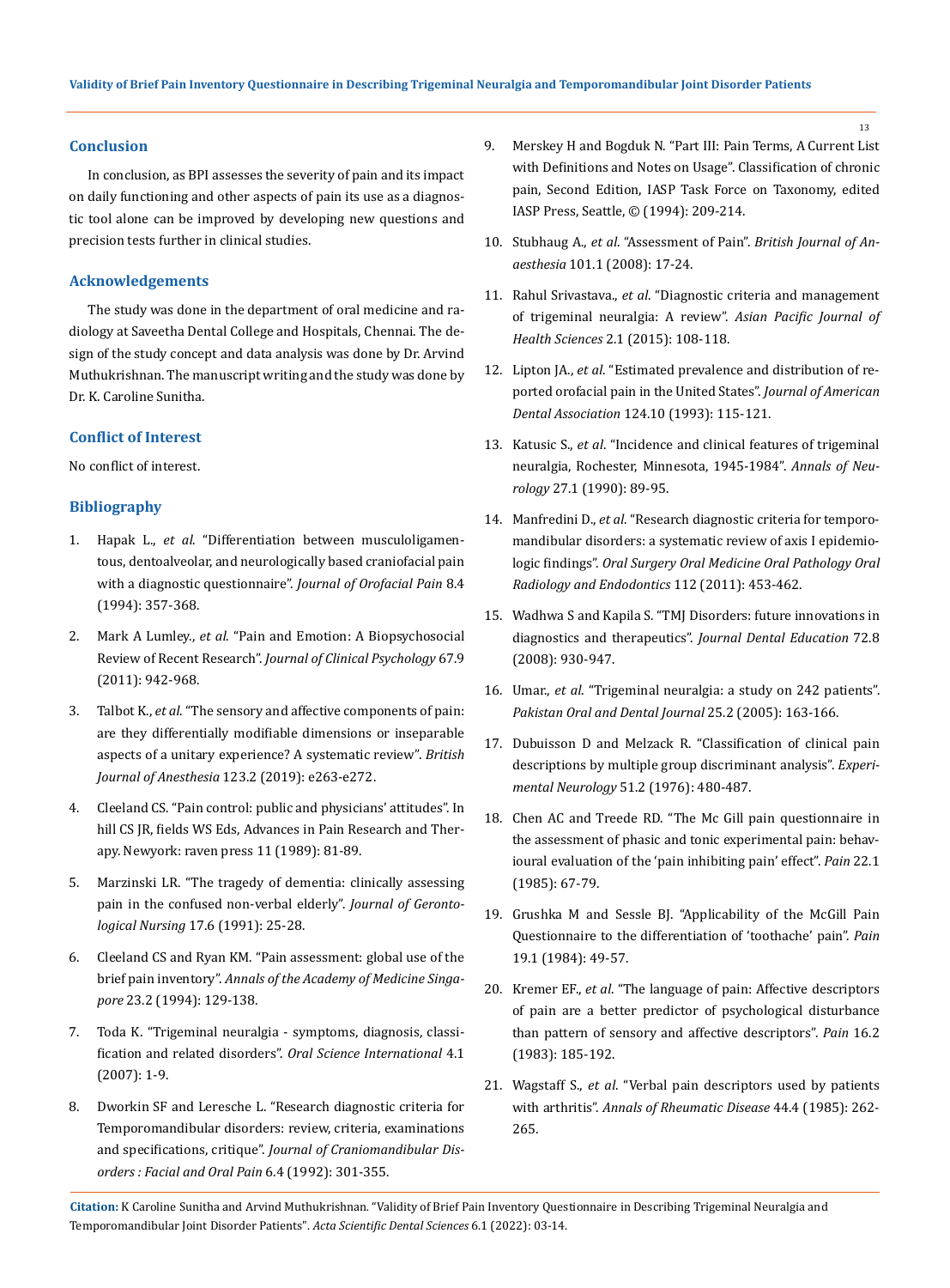## Conclusion

In conclusion, as BPI assesses the severity of pain and its impact on daily functioning and other aspects of pain its use as a diagnostic tool alone can be improved by developing new questions and precision tests further in clinical studies.

## Acknowledgements

The study was done in the department of oral medicine and radiology at Saveetha Dental College and Hospitals, Chennai. The design of the study concept and data analysis was done by Dr. Arvind Muthukrishnan. The manuscript writing and the study was done by Dr. K. Caroline Sunitha.

## Conflict of Interest

No conflict of interest.

## Bibliography

1. Hapak L., *et al*. "Differentiation between musculoligamentous, dentoalveolar, and neurologically based craniofacial pain with a diagnostic questionnaire". *Journal of Orofacial Pain* 8.4 (1994): 357-368.
2. Mark A Lumley., *et al*. "Pain and Emotion: A Biopsychosocial Review of Recent Research". *Journal of Clinical Psychology* 67.9 (2011): 942-968.
3. Talbot K., *et al*. "The sensory and affective components of pain: are they differentially modifiable dimensions or inseparable aspects of a unitary experience? A systematic review". *British Journal of Anesthesia* 123.2 (2019): e263-e272.
4. Cleeland CS. "Pain control: public and physicians' attitudes". In hill CS JR, fields WS Eds, Advances in Pain Research and Therapy. Newyork: raven press 11 (1989): 81-89.
5. Marzinski LR. "The tragedy of dementia: clinically assessing pain in the confused non-verbal elderly". *Journal of Gerontological Nursing* 17.6 (1991): 25-28.
6. Cleeland CS and Ryan KM. "Pain assessment: global use of the brief pain inventory". *Annals of the Academy of Medicine Singapore* 23.2 (1994): 129-138.
7. Toda K. "Trigeminal neuralgia - symptoms, diagnosis, classification and related disorders". *Oral Science International* 4.1 (2007): 1-9.
8. Dworkin SF and Leresche L. "Research diagnostic criteria for Temporomandibular disorders: review, criteria, examinations and specifications, critique". *Journal of Craniomandibular Disorders : Facial and Oral Pain* 6.4 (1992): 301-355.
9. Merskey H and Bogduk N. "Part III: Pain Terms, A Current List with Definitions and Notes on Usage". Classification of chronic pain, Second Edition, IASP Task Force on Taxonomy, edited IASP Press, Seattle, © (1994): 209-214.
10. Stubhaug A., *et al*. "Assessment of Pain". *British Journal of Anaesthesia* 101.1 (2008): 17-24.
11. Rahul Srivastava., *et al*. "Diagnostic criteria and management of trigeminal neuralgia: A review". *Asian Pacific Journal of Health Sciences* 2.1 (2015): 108-118.
12. Lipton JA., *et al*. "Estimated prevalence and distribution of reported orofacial pain in the United States". *Journal of American Dental Association* 124.10 (1993): 115-121.
13. Katusic S., *et al*. "Incidence and clinical features of trigeminal neuralgia, Rochester, Minnesota, 1945-1984". *Annals of Neurology* 27.1 (1990): 89-95.
14. Manfredini D., *et al*. "Research diagnostic criteria for temporomandibular disorders: a systematic review of axis I epidemiologic findings". *Oral Surgery Oral Medicine Oral Pathology Oral Radiology and Endodontics* 112 (2011): 453-462.
15. Wadhwa S and Kapila S. "TMJ Disorders: future innovations in diagnostics and therapeutics". *Journal Dental Education* 72.8 (2008): 930-947.
16. Umar., *et al*. "Trigeminal neuralgia: a study on 242 patients". *Pakistan Oral and Dental Journal* 25.2 (2005): 163-166.
17. Dubuisson D and Melzack R. "Classification of clinical pain descriptions by multiple group discriminant analysis". *Experimental Neurology* 51.2 (1976): 480-487.
18. Chen AC and Treede RD. "The Mc Gill pain questionnaire in the assessment of phasic and tonic experimental pain: behavioural evaluation of the 'pain inhibiting pain' effect". *Pain* 22.1 (1985): 67-79.
19. Grushka M and Sessle BJ. "Applicability of the McGill Pain Questionnaire to the differentiation of 'toothache' pain". *Pain* 19.1 (1984): 49-57.
20. Kremer EF., *et al*. "The language of pain: Affective descriptors of pain are a better predictor of psychological disturbance than pattern of sensory and affective descriptors". *Pain* 16.2 (1983): 185-192.
21. Wagstaff S., *et al*. "Verbal pain descriptors used by patients with arthritis". *Annals of Rheumatic Disease* 44.4 (1985): 262-265.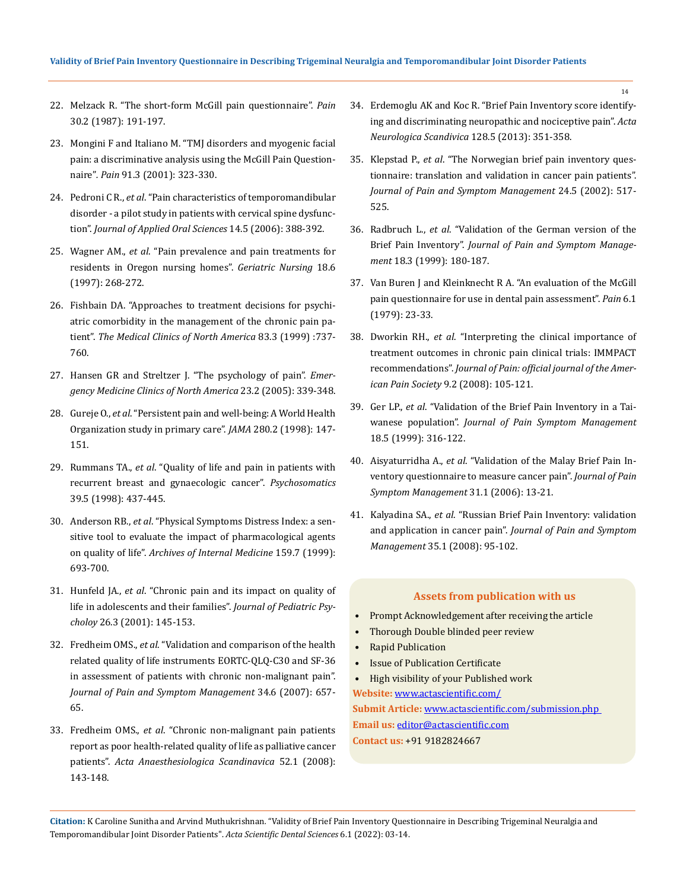22. Melzack R. "The short-form McGill pain questionnaire". *Pain* 30.2 (1987): 191-197.
23. Mongini F and Italiano M. "TMJ disorders and myogenic facial pain: a discriminative analysis using the McGill Pain Questionnaire". *Pain* 91.3 (2001): 323-330.
24. Pedroni C R., *et al*. "Pain characteristics of temporomandibular disorder - a pilot study in patients with cervical spine dysfunction". *Journal of Applied Oral Sciences* 14.5 (2006): 388-392.
25. Wagner AM., *et al*. "Pain prevalence and pain treatments for residents in Oregon nursing homes". *Geriatric Nursing* 18.6 (1997): 268-272.
26. Fishbain DA. "Approaches to treatment decisions for psychiatric comorbidity in the management of the chronic pain patient". *The Medical Clinics of North America* 83.3 (1999) :737-760.
27. Hansen GR and Streltzer J. "The psychology of pain". *Emergency Medicine Clinics of North America* 23.2 (2005): 339-348.
28. Gureje O., *et al*. "Persistent pain and well-being: A World Health Organization study in primary care". *JAMA* 280.2 (1998): 147-151.
29. Rummans TA., *et al*. "Quality of life and pain in patients with recurrent breast and gynaecologic cancer". *Psychosomatics* 39.5 (1998): 437-445.
30. Anderson RB., *et al*. "Physical Symptoms Distress Index: a sensitive tool to evaluate the impact of pharmacological agents on quality of life". *Archives of Internal Medicine* 159.7 (1999): 693-700.
31. Hunfeld JA., *et al*. "Chronic pain and its impact on quality of life in adolescents and their families". *Journal of Pediatric Psycholoy* 26.3 (2001): 145-153.
32. Fredheim OMS., *et al*. "Validation and comparison of the health related quality of life instruments EORTC-QLQ-C30 and SF-36 in assessment of patients with chronic non-malignant pain". *Journal of Pain and Symptom Management* 34.6 (2007): 657-65.
33. Fredheim OMS., *et al*. "Chronic non-malignant pain patients report as poor health-related quality of life as palliative cancer patients". *Acta Anaesthesiologica Scandinavica* 52.1 (2008): 143-148.
34. Erdemoglu AK and Koc R. "Brief Pain Inventory score identifying and discriminating neuropathic and nociceptive pain". *Acta Neurologica Scandivica* 128.5 (2013): 351-358.
35. Klepstad P., *et al*. "The Norwegian brief pain inventory questionnaire: translation and validation in cancer pain patients". *Journal of Pain and Symptom Management* 24.5 (2002): 517-525.
36. Radbruch L., *et al*. "Validation of the German version of the Brief Pain Inventory". *Journal of Pain and Symptom Management* 18.3 (1999): 180-187.
37. Van Buren J and Kleinknecht R A. "An evaluation of the McGill pain questionnaire for use in dental pain assessment". *Pain* 6.1 (1979): 23-33.
38. Dworkin RH., *et al*. "Interpreting the clinical importance of treatment outcomes in chronic pain clinical trials: IMMPACT recommendations". *Journal of Pain: official journal of the American Pain Society* 9.2 (2008): 105-121.
39. Ger LP., *et al*. "Validation of the Brief Pain Inventory in a Taiwanese population". *Journal of Pain Symptom Management* 18.5 (1999): 316-122.
40. Aisyaturridha A., *et al*. "Validation of the Malay Brief Pain Inventory questionnaire to measure cancer pain". *Journal of Pain Symptom Management* 31.1 (2006): 13-21.
41. Kalyadina SA., *et al*. "Russian Brief Pain Inventory: validation and application in cancer pain". *Journal of Pain and Symptom Management* 35.1 (2008): 95-102.

**Assets from publication with us**

- Prompt Acknowledgement after receiving the article
- Thorough Double blinded peer review
- Rapid Publication
- Issue of Publication Certificate
- High visibility of your Published work

**Website:** www.actascientific.com/
**Submit Article:** www.actascientific.com/submission.php
**Email us:** editor@actascientific.com
**Contact us:** +91 9182824667